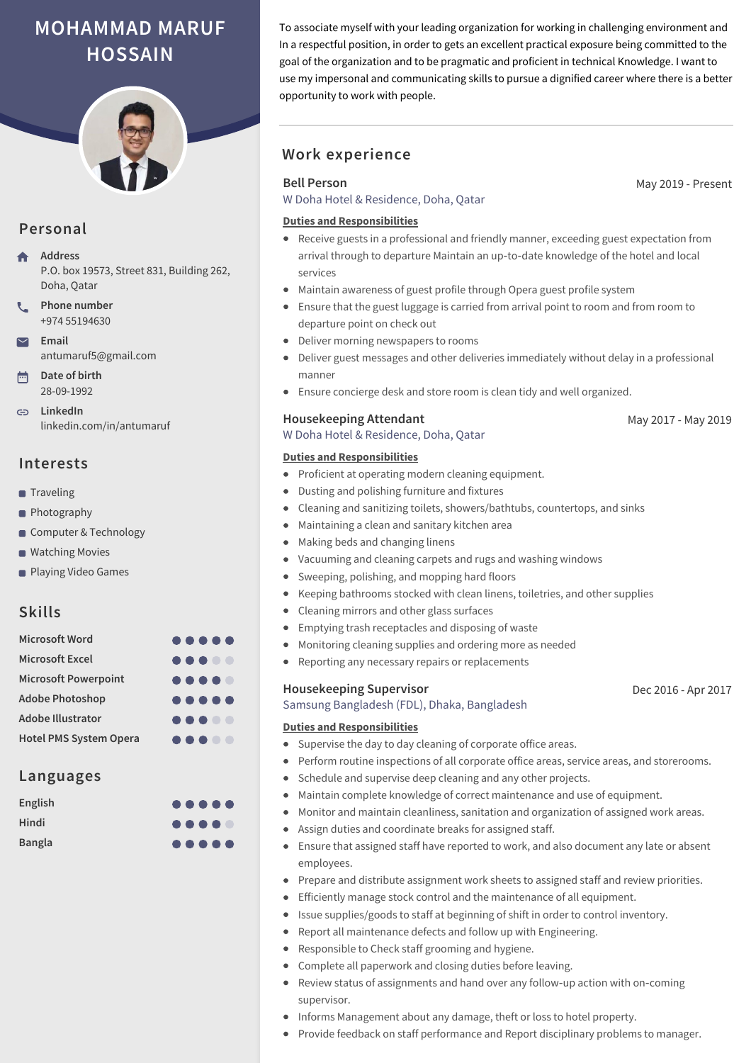# MOHAMMAD MARUF HOSSAIN

## Personal

**Address**
P.O. box 19573, Street 831, Building 262, Doha, Qatar

**Phone number**
+974 55194630

**Email**
antumaruf5@gmail.com

**Date of birth**
28-09-1992

**LinkedIn**
linkedin.com/in/antumaruf

## Interests

- Traveling
- Photography
- Computer & Technology
- Watching Movies
- Playing Video Games

## Skills

| Skill | Level |
|---|---|
| Microsoft Word | 5/5 |
| Microsoft Excel | 3/5 |
| Microsoft Powerpoint | 4/5 |
| Adobe Photoshop | 5/5 |
| Adobe Illustrator | 3/5 |
| Hotel PMS System Opera | 3/5 |

## Languages

| Language | Level |
|---|---|
| English | 5/5 |
| Hindi | 4/5 |
| Bangla | 5/5 |

To associate myself with your leading organization for working in challenging environment and In a respectful position, in order to gets an excellent practical exposure being committed to the goal of the organization and to be pragmatic and proficient in technical Knowledge. I want to use my impersonal and communicating skills to pursue a dignified career where there is a better opportunity to work with people.

## Work experience

### Bell Person
W Doha Hotel & Residence, Doha, Qatar — May 2019 - Present

**Duties and Responsibilities**

- Receive guests in a professional and friendly manner, exceeding guest expectation from arrival through to departure Maintain an up-to-date knowledge of the hotel and local services
- Maintain awareness of guest profile through Opera guest profile system
- Ensure that the guest luggage is carried from arrival point to room and from room to departure point on check out
- Deliver morning newspapers to rooms
- Deliver guest messages and other deliveries immediately without delay in a professional manner
- Ensure concierge desk and store room is clean tidy and well organized.

### Housekeeping Attendant
W Doha Hotel & Residence, Doha, Qatar — May 2017 - May 2019

**Duties and Responsibilities**

- Proficient at operating modern cleaning equipment.
- Dusting and polishing furniture and fixtures
- Cleaning and sanitizing toilets, showers/bathtubs, countertops, and sinks
- Maintaining a clean and sanitary kitchen area
- Making beds and changing linens
- Vacuuming and cleaning carpets and rugs and washing windows
- Sweeping, polishing, and mopping hard floors
- Keeping bathrooms stocked with clean linens, toiletries, and other supplies
- Cleaning mirrors and other glass surfaces
- Emptying trash receptacles and disposing of waste
- Monitoring cleaning supplies and ordering more as needed
- Reporting any necessary repairs or replacements

### Housekeeping Supervisor
Samsung Bangladesh (FDL), Dhaka, Bangladesh — Dec 2016 - Apr 2017

**Duties and Responsibilities**

- Supervise the day to day cleaning of corporate office areas.
- Perform routine inspections of all corporate office areas, service areas, and storerooms.
- Schedule and supervise deep cleaning and any other projects.
- Maintain complete knowledge of correct maintenance and use of equipment.
- Monitor and maintain cleanliness, sanitation and organization of assigned work areas.
- Assign duties and coordinate breaks for assigned staff.
- Ensure that assigned staff have reported to work, and also document any late or absent employees.
- Prepare and distribute assignment work sheets to assigned staff and review priorities.
- Efficiently manage stock control and the maintenance of all equipment.
- Issue supplies/goods to staff at beginning of shift in order to control inventory.
- Report all maintenance defects and follow up with Engineering.
- Responsible to Check staff grooming and hygiene.
- Complete all paperwork and closing duties before leaving.
- Review status of assignments and hand over any follow-up action with on-coming supervisor.
- Informs Management about any damage, theft or loss to hotel property.
- Provide feedback on staff performance and Report disciplinary problems to manager.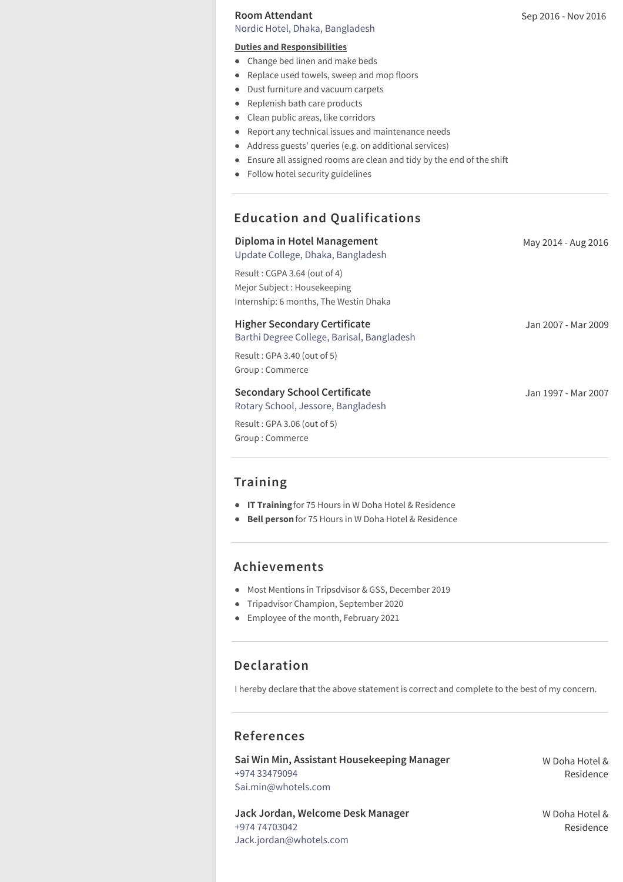### Room Attendant
Nordic Hotel, Dhaka, Bangladesh

Sep 2016 - Nov 2016

**Duties and Responsibilities**

- Change bed linen and make beds
- Replace used towels, sweep and mop floors
- Dust furniture and vacuum carpets
- Replenish bath care products
- Clean public areas, like corridors
- Report any technical issues and maintenance needs
- Address guests' queries (e.g. on additional services)
- Ensure all assigned rooms are clean and tidy by the end of the shift
- Follow hotel security guidelines

## Education and Qualifications

### Diploma in Hotel Management
Update College, Dhaka, Bangladesh

May 2014 - Aug 2016

Result : CGPA 3.64 (out of 4)
Mejor Subject : Housekeeping
Internship: 6 months, The Westin Dhaka

### Higher Secondary Certificate
Barthi Degree College, Barisal, Bangladesh

Jan 2007 - Mar 2009

Result : GPA 3.40 (out of 5)
Group : Commerce

### Secondary School Certificate
Rotary School, Jessore, Bangladesh

Jan 1997 - Mar 2007

Result : GPA 3.06 (out of 5)
Group : Commerce

## Training

- **IT Training** for 75 Hours in W Doha Hotel & Residence
- **Bell person** for 75 Hours in W Doha Hotel & Residence

## Achievements

- Most Mentions in Tripsdvisor & GSS, December 2019
- Tripadvisor Champion, September 2020
- Employee of the month, February 2021

## Declaration

I hereby declare that the above statement is correct and complete to the best of my concern.

## References

**Sai Win Min, Assistant Housekeeping Manager**
W Doha Hotel & Residence
+974 33479094
Sai.min@whotels.com

**Jack Jordan, Welcome Desk Manager**
W Doha Hotel & Residence
+974 74703042
Jack.jordan@whotels.com